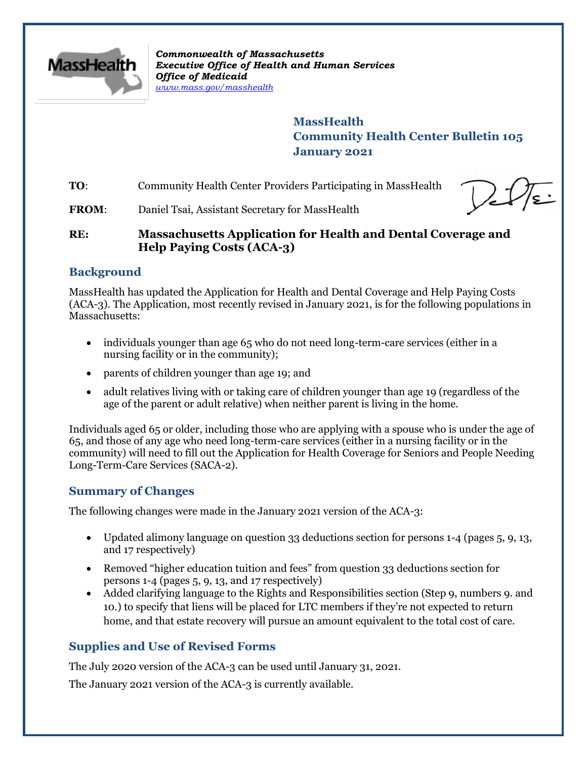*Commonwealth of Massachusetts*
*Executive Office of Health and Human Services*
*Office of Medicaid*
*www.mass.gov/masshealth*

**MassHealth**
**Community Health Center Bulletin 105**
**January 2021**

**TO**: Community Health Center Providers Participating in MassHealth

**FROM**: Daniel Tsai, Assistant Secretary for MassHealth

**RE: Massachusetts Application for Health and Dental Coverage and Help Paying Costs (ACA-3)**

## Background

MassHealth has updated the Application for Health and Dental Coverage and Help Paying Costs (ACA-3). The Application, most recently revised in January 2021, is for the following populations in Massachusetts:

- individuals younger than age 65 who do not need long-term-care services (either in a nursing facility or in the community);
- parents of children younger than age 19; and
- adult relatives living with or taking care of children younger than age 19 (regardless of the age of the parent or adult relative) when neither parent is living in the home.

Individuals aged 65 or older, including those who are applying with a spouse who is under the age of 65, and those of any age who need long-term-care services (either in a nursing facility or in the community) will need to fill out the Application for Health Coverage for Seniors and People Needing Long-Term-Care Services (SACA-2).

## Summary of Changes

The following changes were made in the January 2021 version of the ACA-3:

- Updated alimony language on question 33 deductions section for persons 1-4 (pages 5, 9, 13, and 17 respectively)
- Removed "higher education tuition and fees" from question 33 deductions section for persons 1-4 (pages 5, 9, 13, and 17 respectively)
- Added clarifying language to the Rights and Responsibilities section (Step 9, numbers 9. and 10.) to specify that liens will be placed for LTC members if they're not expected to return home, and that estate recovery will pursue an amount equivalent to the total cost of care.

## Supplies and Use of Revised Forms

The July 2020 version of the ACA-3 can be used until January 31, 2021.

The January 2021 version of the ACA-3 is currently available.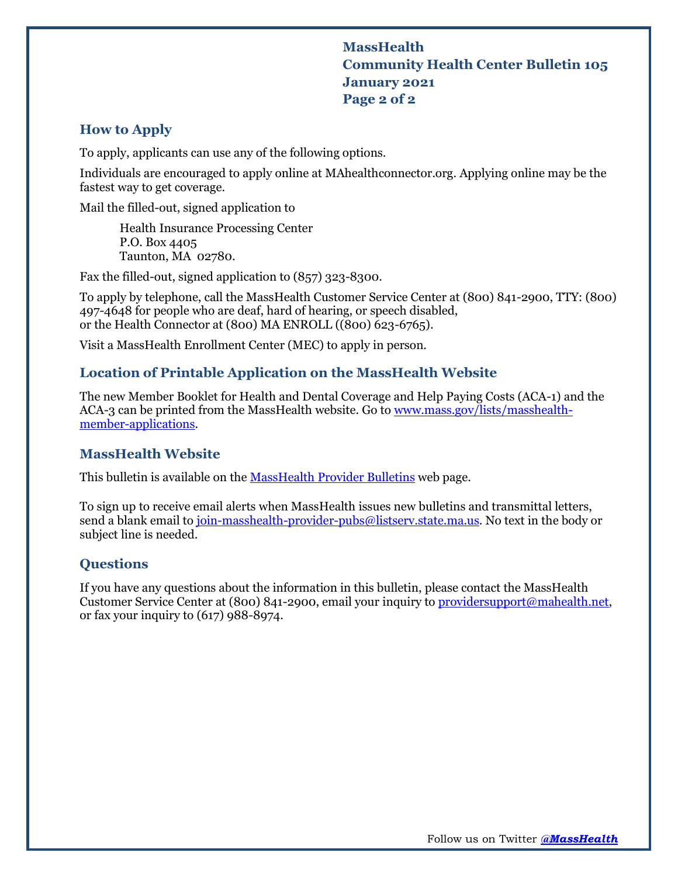## How to Apply

To apply, applicants can use any of the following options.

Individuals are encouraged to apply online at MAhealthconnector.org. Applying online may be the fastest way to get coverage.

Mail the filled-out, signed application to

Health Insurance Processing Center
P.O. Box 4405
Taunton, MA 02780.

Fax the filled-out, signed application to (857) 323-8300.

To apply by telephone, call the MassHealth Customer Service Center at (800) 841-2900, TTY: (800) 497-4648 for people who are deaf, hard of hearing, or speech disabled, or the Health Connector at (800) MA ENROLL ((800) 623-6765).

Visit a MassHealth Enrollment Center (MEC) to apply in person.

## Location of Printable Application on the MassHealth Website

The new Member Booklet for Health and Dental Coverage and Help Paying Costs (ACA-1) and the ACA-3 can be printed from the MassHealth website. Go to www.mass.gov/lists/masshealth-member-applications.

## MassHealth Website

This bulletin is available on the MassHealth Provider Bulletins web page.

To sign up to receive email alerts when MassHealth issues new bulletins and transmittal letters, send a blank email to join-masshealth-provider-pubs@listserv.state.ma.us. No text in the body or subject line is needed.

## Questions

If you have any questions about the information in this bulletin, please contact the MassHealth Customer Service Center at (800) 841-2900, email your inquiry to providersupport@mahealth.net, or fax your inquiry to (617) 988-8974.

Follow us on Twitter ***@MassHealth***